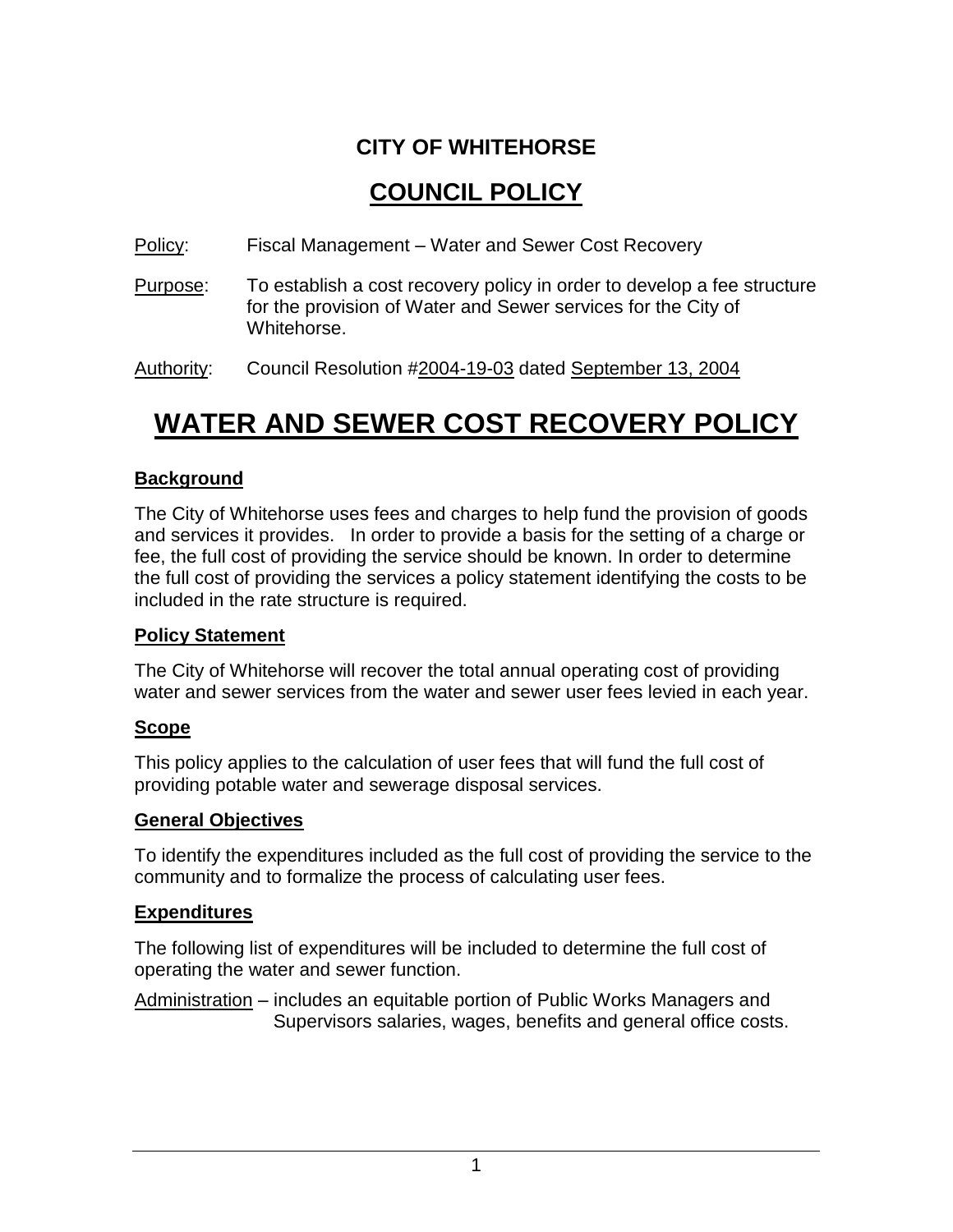**CITY OF WHITEHORSE**

# COUNCIL POLICY

Policy: Fiscal Management – Water and Sewer Cost Recovery

Purpose: To establish a cost recovery policy in order to develop a fee structure for the provision of Water and Sewer services for the City of Whitehorse.

Authority: Council Resolution #2004-19-03 dated September 13, 2004

# WATER AND SEWER COST RECOVERY POLICY

## Background

The City of Whitehorse uses fees and charges to help fund the provision of goods and services it provides. In order to provide a basis for the setting of a charge or fee, the full cost of providing the service should be known. In order to determine the full cost of providing the services a policy statement identifying the costs to be included in the rate structure is required.

## Policy Statement

The City of Whitehorse will recover the total annual operating cost of providing water and sewer services from the water and sewer user fees levied in each year.

## Scope

This policy applies to the calculation of user fees that will fund the full cost of providing potable water and sewerage disposal services.

## General Objectives

To identify the expenditures included as the full cost of providing the service to the community and to formalize the process of calculating user fees.

## Expenditures

The following list of expenditures will be included to determine the full cost of operating the water and sewer function.

Administration – includes an equitable portion of Public Works Managers and Supervisors salaries, wages, benefits and general office costs.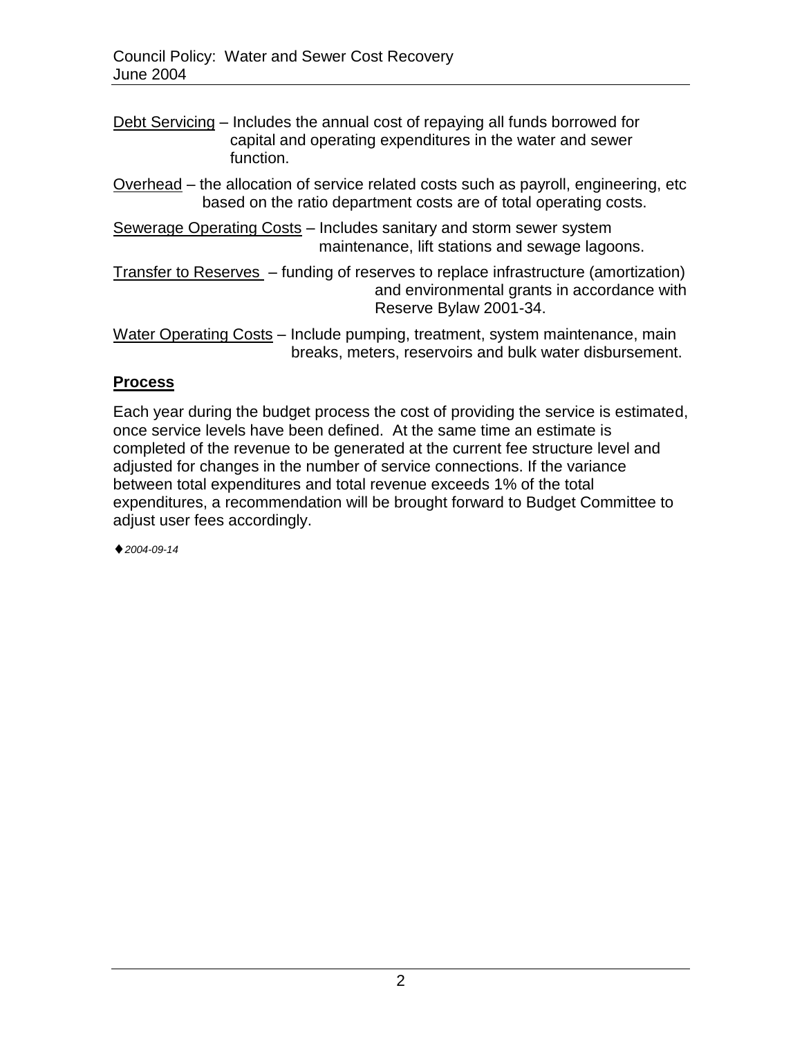Debt Servicing – Includes the annual cost of repaying all funds borrowed for capital and operating expenditures in the water and sewer function.

Overhead – the allocation of service related costs such as payroll, engineering, etc based on the ratio department costs are of total operating costs.

Sewerage Operating Costs – Includes sanitary and storm sewer system maintenance, lift stations and sewage lagoons.

Transfer to Reserves – funding of reserves to replace infrastructure (amortization) and environmental grants in accordance with Reserve Bylaw 2001-34.

Water Operating Costs – Include pumping, treatment, system maintenance, main breaks, meters, reservoirs and bulk water disbursement.

## Process

Each year during the budget process the cost of providing the service is estimated, once service levels have been defined. At the same time an estimate is completed of the revenue to be generated at the current fee structure level and adjusted for changes in the number of service connections. If the variance between total expenditures and total revenue exceeds 1% of the total expenditures, a recommendation will be brought forward to Budget Committee to adjust user fees accordingly.

♦ *2004-09-14*